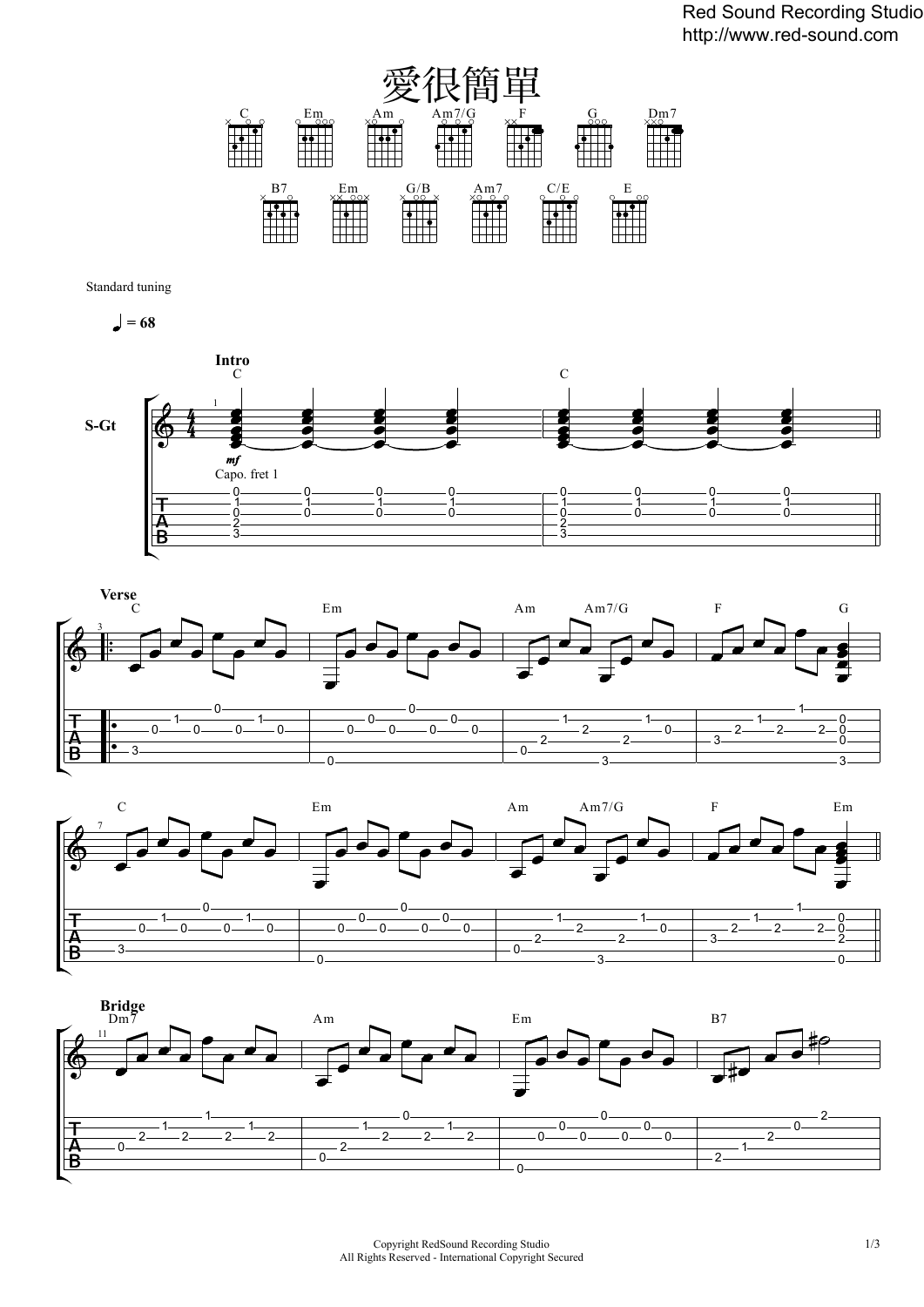# 愛很簡單

C Em Am Am7/G F G Dm7

B7 Em G/B Am7 C/E E

Standard tuning

♩ = 68

**Intro**

S-Gt

*mf*

Capo. fret 1

**Verse**

**Bridge**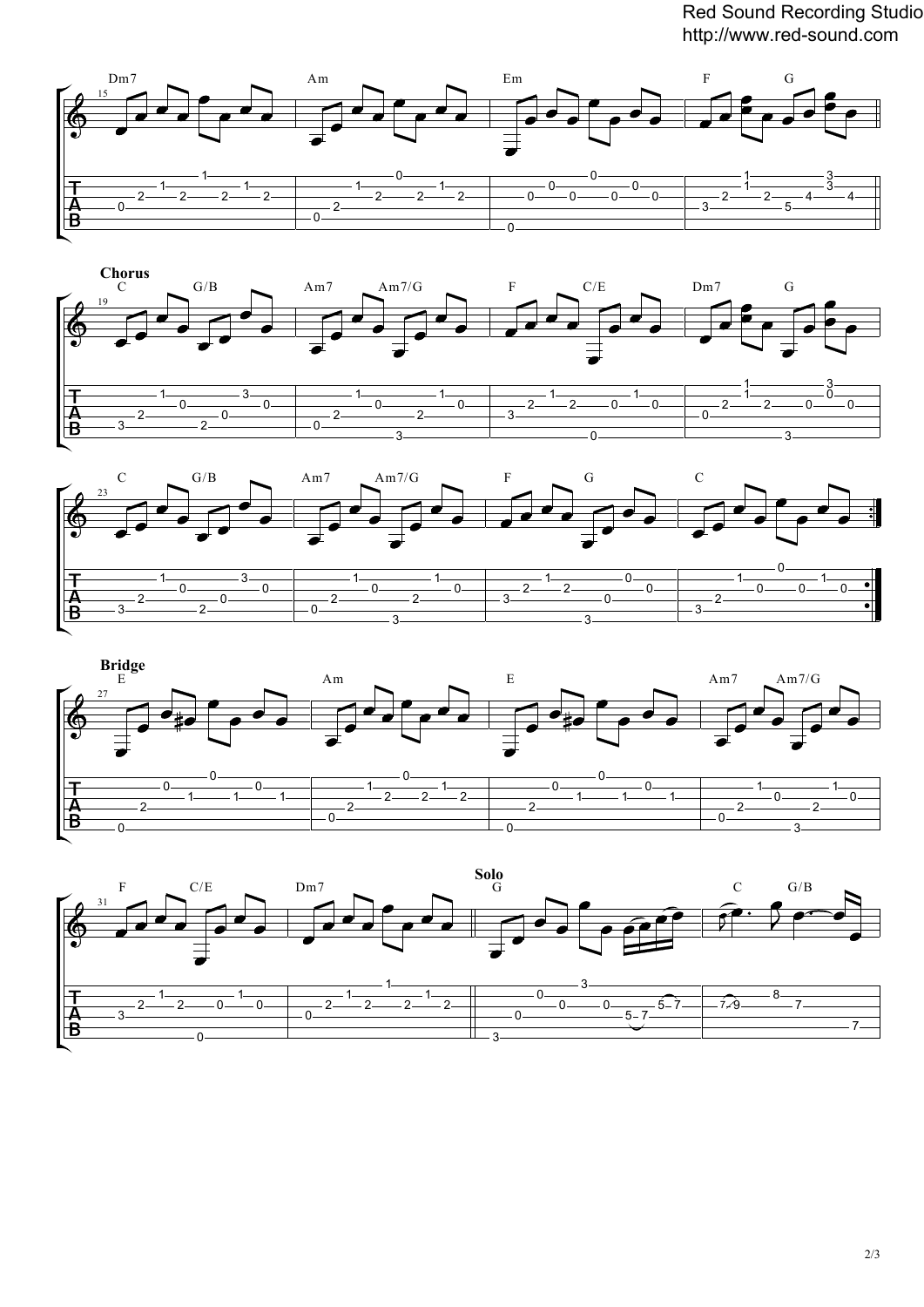Dm7 Am Em F G

## Chorus

C G/B Am7 Am7/G F C/E Dm7 G

C G/B Am7 Am7/G F G C

## Bridge

E Am E Am7 Am7/G

F C/E Dm7

## Solo

G C G/B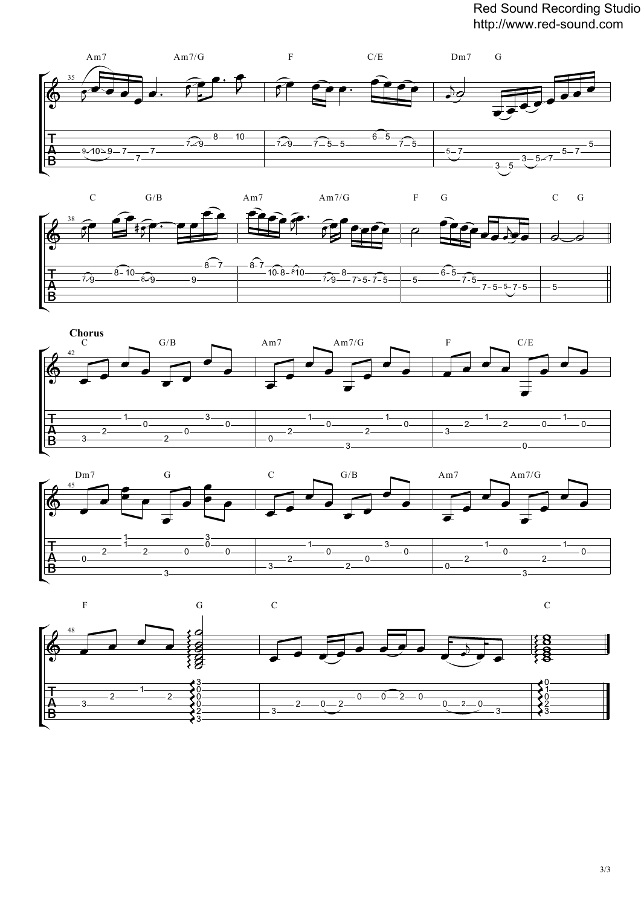Am7 Am7/G F C/E Dm7 G

C G/B Am7 Am7/G F G C G

**Chorus**

C G/B Am7 Am7/G F C/E

Dm7 G C G/B Am7 Am7/G

F G C C